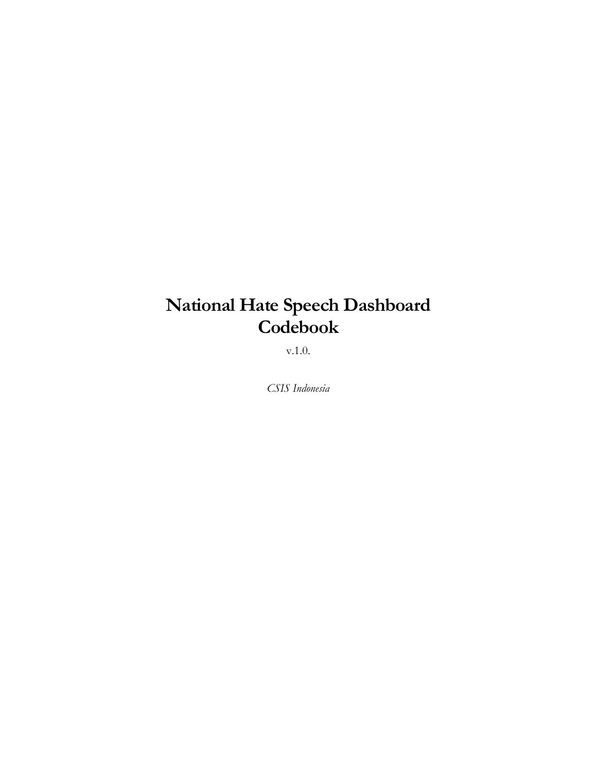# National Hate Speech Dashboard Codebook

v.1.0.

*CSIS Indonesia*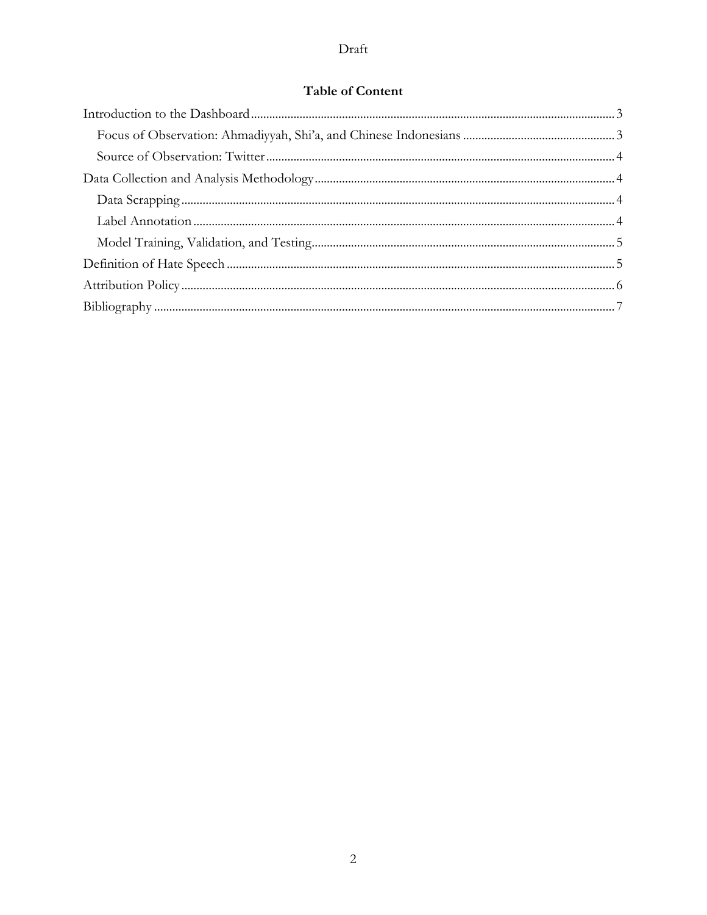**Table of Content**

Introduction to the Dashboard .......... 3

- Focus of Observation: Ahmadiyyah, Shi'a, and Chinese Indonesians .......... 3
- Source of Observation: Twitter .......... 4

Data Collection and Analysis Methodology .......... 4

- Data Scrapping .......... 4
- Label Annotation .......... 4
- Model Training, Validation, and Testing .......... 5

Definition of Hate Speech .......... 5

Attribution Policy .......... 6

Bibliography .......... 7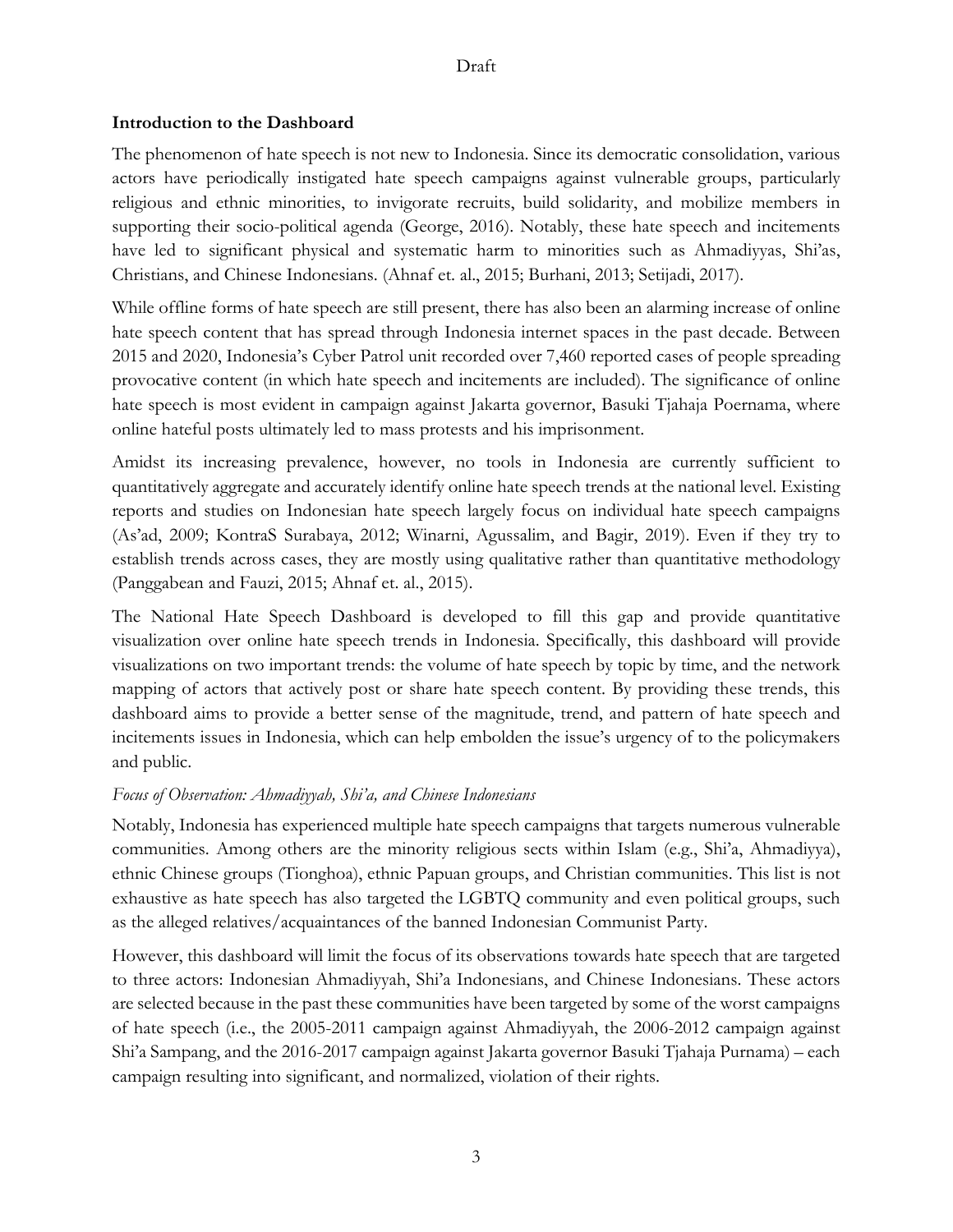**Introduction to the Dashboard**

The phenomenon of hate speech is not new to Indonesia. Since its democratic consolidation, various actors have periodically instigated hate speech campaigns against vulnerable groups, particularly religious and ethnic minorities, to invigorate recruits, build solidarity, and mobilize members in supporting their socio-political agenda (George, 2016). Notably, these hate speech and incitements have led to significant physical and systematic harm to minorities such as Ahmadiyyas, Shi'as, Christians, and Chinese Indonesians. (Ahnaf et. al., 2015; Burhani, 2013; Setijadi, 2017).

While offline forms of hate speech are still present, there has also been an alarming increase of online hate speech content that has spread through Indonesia internet spaces in the past decade. Between 2015 and 2020, Indonesia's Cyber Patrol unit recorded over 7,460 reported cases of people spreading provocative content (in which hate speech and incitements are included). The significance of online hate speech is most evident in campaign against Jakarta governor, Basuki Tjahaja Poernama, where online hateful posts ultimately led to mass protests and his imprisonment.

Amidst its increasing prevalence, however, no tools in Indonesia are currently sufficient to quantitatively aggregate and accurately identify online hate speech trends at the national level. Existing reports and studies on Indonesian hate speech largely focus on individual hate speech campaigns (As'ad, 2009; KontraS Surabaya, 2012; Winarni, Agussalim, and Bagir, 2019). Even if they try to establish trends across cases, they are mostly using qualitative rather than quantitative methodology (Panggabean and Fauzi, 2015; Ahnaf et. al., 2015).

The National Hate Speech Dashboard is developed to fill this gap and provide quantitative visualization over online hate speech trends in Indonesia. Specifically, this dashboard will provide visualizations on two important trends: the volume of hate speech by topic by time, and the network mapping of actors that actively post or share hate speech content. By providing these trends, this dashboard aims to provide a better sense of the magnitude, trend, and pattern of hate speech and incitements issues in Indonesia, which can help embolden the issue's urgency of to the policymakers and public.

*Focus of Observation: Ahmadiyyah, Shi'a, and Chinese Indonesians*

Notably, Indonesia has experienced multiple hate speech campaigns that targets numerous vulnerable communities. Among others are the minority religious sects within Islam (e.g., Shi'a, Ahmadiyya), ethnic Chinese groups (Tionghoa), ethnic Papuan groups, and Christian communities. This list is not exhaustive as hate speech has also targeted the LGBTQ community and even political groups, such as the alleged relatives/acquaintances of the banned Indonesian Communist Party.

However, this dashboard will limit the focus of its observations towards hate speech that are targeted to three actors: Indonesian Ahmadiyyah, Shi'a Indonesians, and Chinese Indonesians. These actors are selected because in the past these communities have been targeted by some of the worst campaigns of hate speech (i.e., the 2005-2011 campaign against Ahmadiyyah, the 2006-2012 campaign against Shi'a Sampang, and the 2016-2017 campaign against Jakarta governor Basuki Tjahaja Purnama) – each campaign resulting into significant, and normalized, violation of their rights.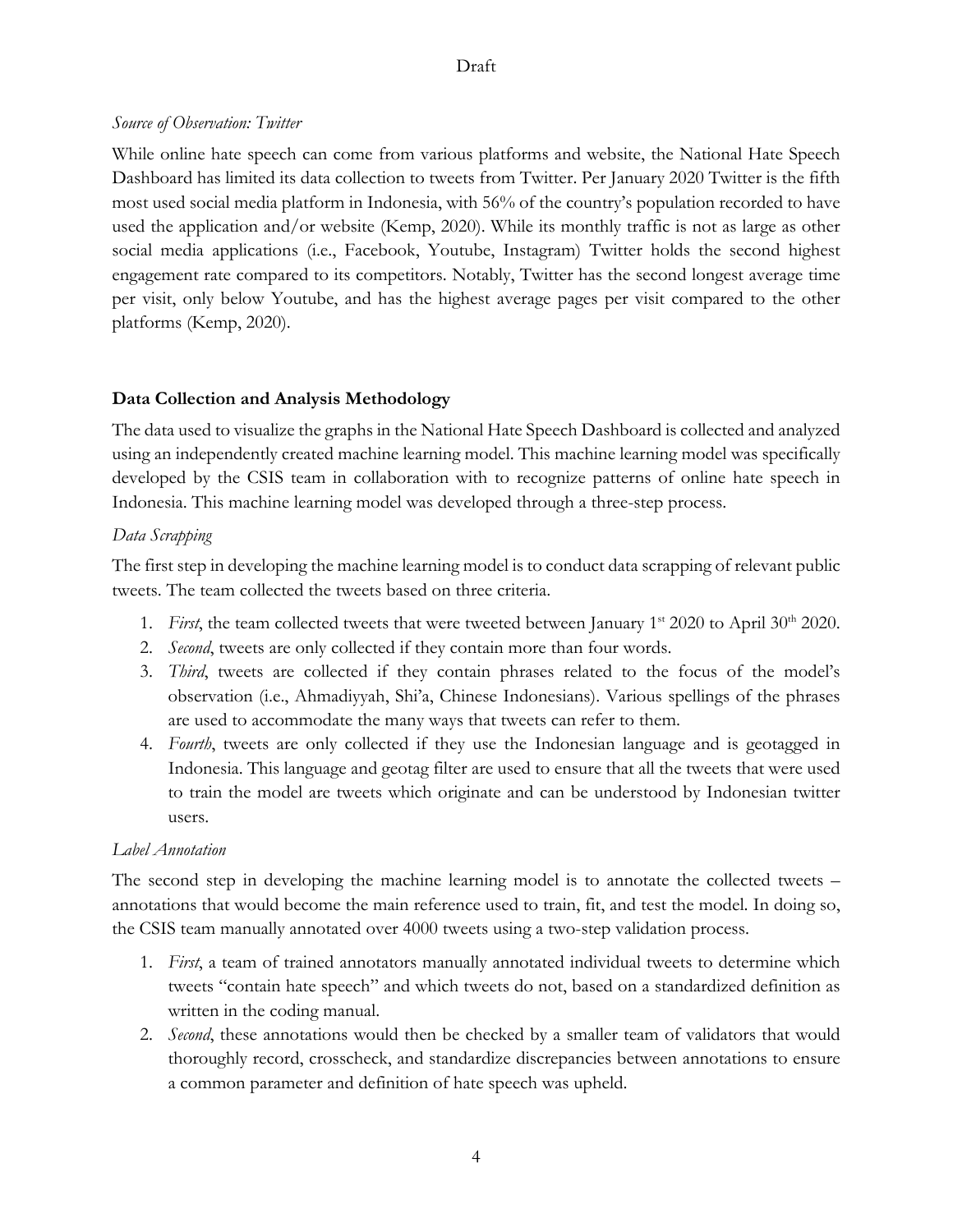*Source of Observation: Twitter*

While online hate speech can come from various platforms and website, the National Hate Speech Dashboard has limited its data collection to tweets from Twitter. Per January 2020 Twitter is the fifth most used social media platform in Indonesia, with 56% of the country's population recorded to have used the application and/or website (Kemp, 2020). While its monthly traffic is not as large as other social media applications (i.e., Facebook, Youtube, Instagram) Twitter holds the second highest engagement rate compared to its competitors. Notably, Twitter has the second longest average time per visit, only below Youtube, and has the highest average pages per visit compared to the other platforms (Kemp, 2020).

## Data Collection and Analysis Methodology

The data used to visualize the graphs in the National Hate Speech Dashboard is collected and analyzed using an independently created machine learning model. This machine learning model was specifically developed by the CSIS team in collaboration with to recognize patterns of online hate speech in Indonesia. This machine learning model was developed through a three-step process.

*Data Scrapping*

The first step in developing the machine learning model is to conduct data scrapping of relevant public tweets. The team collected the tweets based on three criteria.

1. *First*, the team collected tweets that were tweeted between January 1st 2020 to April 30th 2020.
2. *Second*, tweets are only collected if they contain more than four words.
3. *Third*, tweets are collected if they contain phrases related to the focus of the model's observation (i.e., Ahmadiyyah, Shi'a, Chinese Indonesians). Various spellings of the phrases are used to accommodate the many ways that tweets can refer to them.
4. *Fourth*, tweets are only collected if they use the Indonesian language and is geotagged in Indonesia. This language and geotag filter are used to ensure that all the tweets that were used to train the model are tweets which originate and can be understood by Indonesian twitter users.

*Label Annotation*

The second step in developing the machine learning model is to annotate the collected tweets – annotations that would become the main reference used to train, fit, and test the model. In doing so, the CSIS team manually annotated over 4000 tweets using a two-step validation process.

1. *First*, a team of trained annotators manually annotated individual tweets to determine which tweets "contain hate speech" and which tweets do not, based on a standardized definition as written in the coding manual.
2. *Second*, these annotations would then be checked by a smaller team of validators that would thoroughly record, crosscheck, and standardize discrepancies between annotations to ensure a common parameter and definition of hate speech was upheld.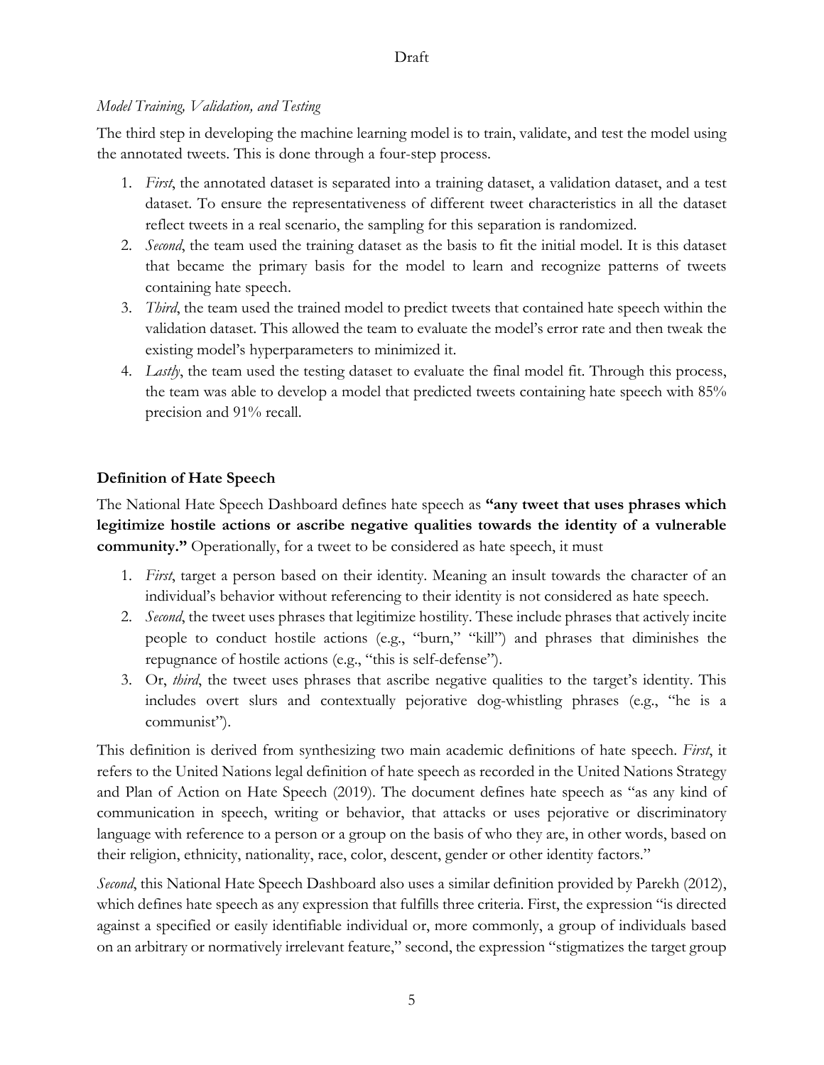*Model Training, Validation, and Testing*

The third step in developing the machine learning model is to train, validate, and test the model using the annotated tweets. This is done through a four-step process.

1. *First*, the annotated dataset is separated into a training dataset, a validation dataset, and a test dataset. To ensure the representativeness of different tweet characteristics in all the dataset reflect tweets in a real scenario, the sampling for this separation is randomized.
2. *Second*, the team used the training dataset as the basis to fit the initial model. It is this dataset that became the primary basis for the model to learn and recognize patterns of tweets containing hate speech.
3. *Third*, the team used the trained model to predict tweets that contained hate speech within the validation dataset. This allowed the team to evaluate the model's error rate and then tweak the existing model's hyperparameters to minimized it.
4. *Lastly*, the team used the testing dataset to evaluate the final model fit. Through this process, the team was able to develop a model that predicted tweets containing hate speech with 85% precision and 91% recall.

## Definition of Hate Speech

The National Hate Speech Dashboard defines hate speech as **"any tweet that uses phrases which legitimize hostile actions or ascribe negative qualities towards the identity of a vulnerable community."** Operationally, for a tweet to be considered as hate speech, it must

1. *First*, target a person based on their identity. Meaning an insult towards the character of an individual's behavior without referencing to their identity is not considered as hate speech.
2. *Second*, the tweet uses phrases that legitimize hostility. These include phrases that actively incite people to conduct hostile actions (e.g., "burn," "kill") and phrases that diminishes the repugnance of hostile actions (e.g., "this is self-defense").
3. Or, *third*, the tweet uses phrases that ascribe negative qualities to the target's identity. This includes overt slurs and contextually pejorative dog-whistling phrases (e.g., "he is a communist").

This definition is derived from synthesizing two main academic definitions of hate speech. *First*, it refers to the United Nations legal definition of hate speech as recorded in the United Nations Strategy and Plan of Action on Hate Speech (2019). The document defines hate speech as "as any kind of communication in speech, writing or behavior, that attacks or uses pejorative or discriminatory language with reference to a person or a group on the basis of who they are, in other words, based on their religion, ethnicity, nationality, race, color, descent, gender or other identity factors."

*Second*, this National Hate Speech Dashboard also uses a similar definition provided by Parekh (2012), which defines hate speech as any expression that fulfills three criteria. First, the expression "is directed against a specified or easily identifiable individual or, more commonly, a group of individuals based on an arbitrary or normatively irrelevant feature," second, the expression "stigmatizes the target group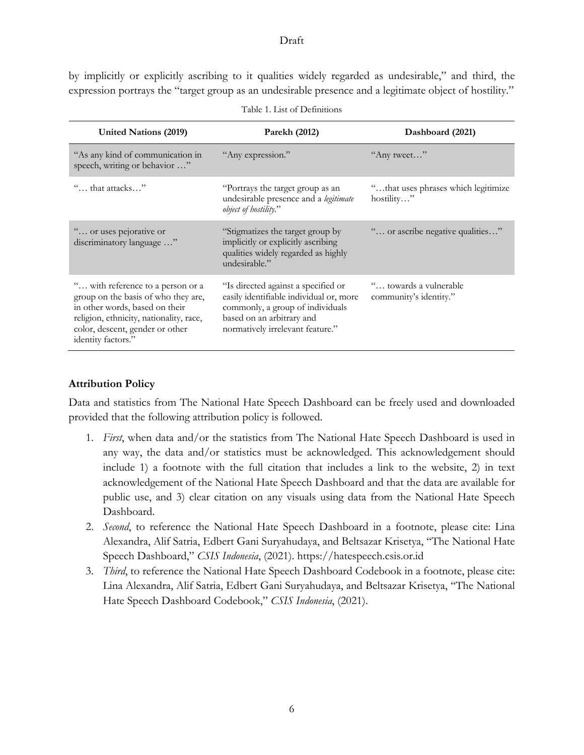by implicitly or explicitly ascribing to it qualities widely regarded as undesirable," and third, the expression portrays the "target group as an undesirable presence and a legitimate object of hostility."

Table 1. List of Definitions

| United Nations (2019) | Parekh (2012) | Dashboard (2021) |
|---|---|---|
| "As any kind of communication in speech, writing or behavior …" | "Any expression." | "Any tweet…" |
| "… that attacks…" | "Portrays the target group as an undesirable presence and a *legitimate object of hostility*." | "…that uses phrases which legitimize hostility…" |
| "… or uses pejorative or discriminatory language …" | "Stigmatizes the target group by implicitly or explicitly ascribing qualities widely regarded as highly undesirable." | "… or ascribe negative qualities…" |
| "… with reference to a person or a group on the basis of who they are, in other words, based on their religion, ethnicity, nationality, race, color, descent, gender or other identity factors." | "Is directed against a specified or easily identifiable individual or, more commonly, a group of individuals based on an arbitrary and normatively irrelevant feature." | "… towards a vulnerable community's identity." |

## Attribution Policy

Data and statistics from The National Hate Speech Dashboard can be freely used and downloaded provided that the following attribution policy is followed.

1. *First*, when data and/or the statistics from The National Hate Speech Dashboard is used in any way, the data and/or statistics must be acknowledged. This acknowledgement should include 1) a footnote with the full citation that includes a link to the website, 2) in text acknowledgement of the National Hate Speech Dashboard and that the data are available for public use, and 3) clear citation on any visuals using data from the National Hate Speech Dashboard.
2. *Second*, to reference the National Hate Speech Dashboard in a footnote, please cite: Lina Alexandra, Alif Satria, Edbert Gani Suryahudaya, and Beltsazar Krisetya, "The National Hate Speech Dashboard," *CSIS Indonesia*, (2021). https://hatespeech.csis.or.id
3. *Third*, to reference the National Hate Speech Dashboard Codebook in a footnote, please cite: Lina Alexandra, Alif Satria, Edbert Gani Suryahudaya, and Beltsazar Krisetya, "The National Hate Speech Dashboard Codebook," *CSIS Indonesia*, (2021).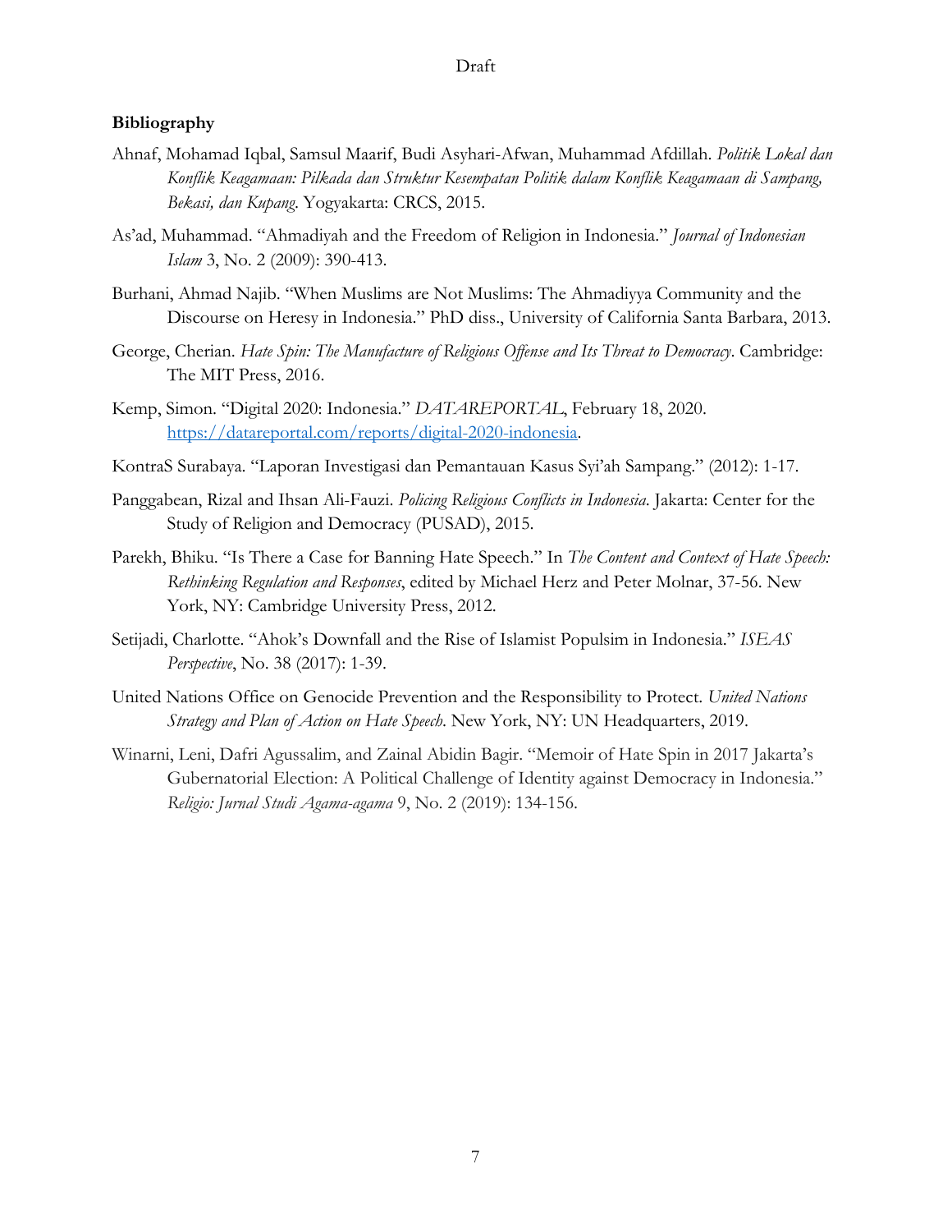**Bibliography**

Ahnaf, Mohamad Iqbal, Samsul Maarif, Budi Asyhari-Afwan, Muhammad Afdillah. *Politik Lokal dan Konflik Keagamaan: Pilkada dan Struktur Kesempatan Politik dalam Konflik Keagamaan di Sampang, Bekasi, dan Kupang*. Yogyakarta: CRCS, 2015.

As'ad, Muhammad. "Ahmadiyah and the Freedom of Religion in Indonesia." *Journal of Indonesian Islam* 3, No. 2 (2009): 390-413.

Burhani, Ahmad Najib. "When Muslims are Not Muslims: The Ahmadiyya Community and the Discourse on Heresy in Indonesia." PhD diss., University of California Santa Barbara, 2013.

George, Cherian. *Hate Spin: The Manufacture of Religious Offense and Its Threat to Democracy*. Cambridge: The MIT Press, 2016.

Kemp, Simon. "Digital 2020: Indonesia." *DATAREPORTAL*, February 18, 2020. https://datareportal.com/reports/digital-2020-indonesia.

KontraS Surabaya. "Laporan Investigasi dan Pemantauan Kasus Syi'ah Sampang." (2012): 1-17.

Panggabean, Rizal and Ihsan Ali-Fauzi. *Policing Religious Conflicts in Indonesia*. Jakarta: Center for the Study of Religion and Democracy (PUSAD), 2015.

Parekh, Bhiku. "Is There a Case for Banning Hate Speech." In *The Content and Context of Hate Speech: Rethinking Regulation and Responses*, edited by Michael Herz and Peter Molnar, 37-56. New York, NY: Cambridge University Press, 2012.

Setijadi, Charlotte. "Ahok's Downfall and the Rise of Islamist Populsim in Indonesia." *ISEAS Perspective*, No. 38 (2017): 1-39.

United Nations Office on Genocide Prevention and the Responsibility to Protect. *United Nations Strategy and Plan of Action on Hate Speech*. New York, NY: UN Headquarters, 2019.

Winarni, Leni, Dafri Agussalim, and Zainal Abidin Bagir. "Memoir of Hate Spin in 2017 Jakarta's Gubernatorial Election: A Political Challenge of Identity against Democracy in Indonesia." *Religio: Jurnal Studi Agama-agama* 9, No. 2 (2019): 134-156.